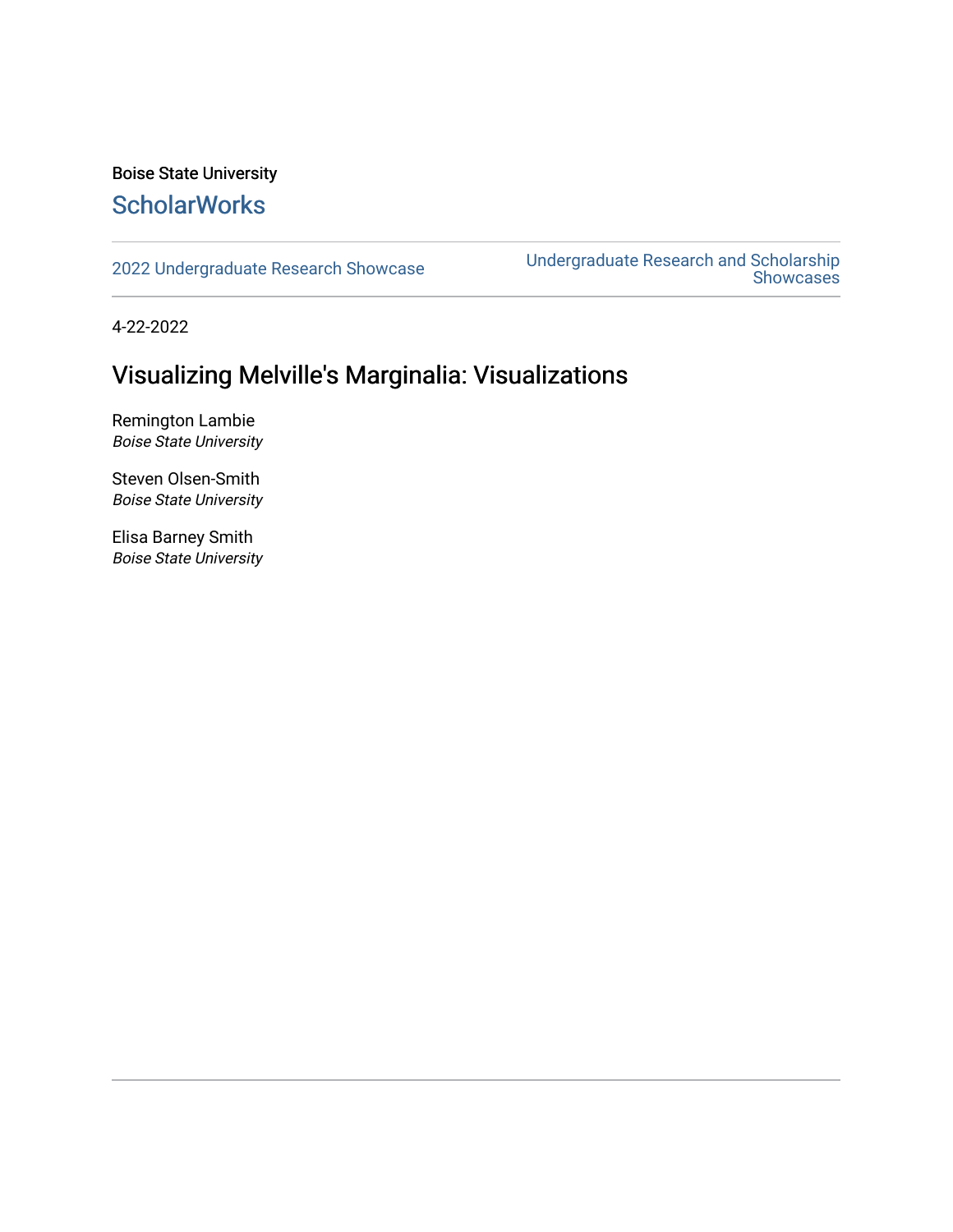Boise State University

## ScholarWorks

2022 Undergraduate Research Showcase | Undergraduate Research and Scholarship Showcases

4-22-2022

# Visualizing Melville's Marginalia: Visualizations

Remington Lambie
*Boise State University*

Steven Olsen-Smith
*Boise State University*

Elisa Barney Smith
*Boise State University*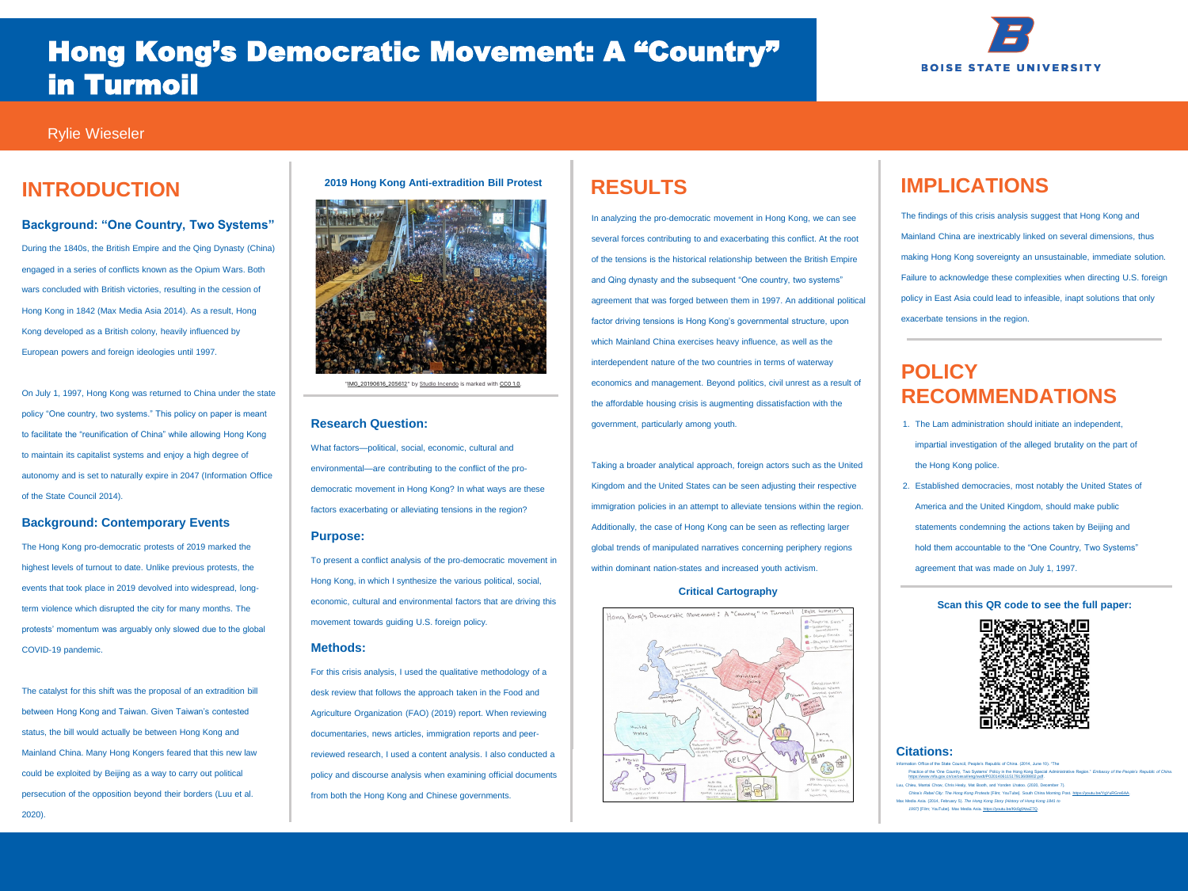# Hong Kong's Democratic Movement: A "Country" in Turmoil

BOISE STATE UNIVERSITY

Rylie Wieseler

## INTRODUCTION

### Background: "One Country, Two Systems"

During the 1840s, the British Empire and the Qing Dynasty (China) engaged in a series of conflicts known as the Opium Wars. Both wars concluded with British victories, resulting in the cession of Hong Kong in 1842 (Max Media Asia 2014). As a result, Hong Kong developed as a British colony, heavily influenced by European powers and foreign ideologies until 1997.

On July 1, 1997, Hong Kong was returned to China under the state policy "One country, two systems." This policy on paper is meant to facilitate the "reunification of China" while allowing Hong Kong to maintain its capitalist systems and enjoy a high degree of autonomy and is set to naturally expire in 2047 (Information Office of the State Council 2014).

### Background: Contemporary Events

The Hong Kong pro-democratic protests of 2019 marked the highest levels of turnout to date. Unlike previous protests, the events that took place in 2019 devolved into widespread, long-term violence which disrupted the city for many months. The protests' momentum was arguably only slowed due to the global COVID-19 pandemic.

The catalyst for this shift was the proposal of an extradition bill between Hong Kong and Taiwan. Given Taiwan's contested status, the bill would actually be between Hong Kong and Mainland China. Many Hong Kongers feared that this new law could be exploited by Beijing as a way to carry out political persecution of the opposition beyond their borders (Luu et al. 2020).

**2019 Hong Kong Anti-extradition Bill Protest**

"IMG_20190616_205612" by Studio Incendo is marked with CC0 1.0.

### Research Question:

What factors—political, social, economic, cultural and environmental—are contributing to the conflict of the pro-democratic movement in Hong Kong? In what ways are these factors exacerbating or alleviating tensions in the region?

### Purpose:

To present a conflict analysis of the pro-democratic movement in Hong Kong, in which I synthesize the various political, social, economic, cultural and environmental factors that are driving this movement towards guiding U.S. foreign policy.

### Methods:

For this crisis analysis, I used the qualitative methodology of a desk review that follows the approach taken in the Food and Agriculture Organization (FAO) (2019) report. When reviewing documentaries, news articles, immigration reports and peer-reviewed research, I used a content analysis. I also conducted a policy and discourse analysis when examining official documents from both the Hong Kong and Chinese governments.

## RESULTS

In analyzing the pro-democratic movement in Hong Kong, we can see several forces contributing to and exacerbating this conflict. At the root of the tensions is the historical relationship between the British Empire and Qing dynasty and the subsequent "One country, two systems" agreement that was forged between them in 1997. An additional political factor driving tensions is Hong Kong's governmental structure, upon which Mainland China exercises heavy influence, as well as the interdependent nature of the two countries in terms of waterway economics and management. Beyond politics, civil unrest as a result of the affordable housing crisis is augmenting dissatisfaction with the government, particularly among youth.

Taking a broader analytical approach, foreign actors such as the United Kingdom and the United States can be seen adjusting their respective immigration policies in an attempt to alleviate tensions within the region. Additionally, the case of Hong Kong can be seen as reflecting larger global trends of manipulated narratives concerning periphery regions within dominant nation-states and increased youth activism.

**Critical Cartography**

## IMPLICATIONS

The findings of this crisis analysis suggest that Hong Kong and Mainland China are inextricably linked on several dimensions, thus making Hong Kong sovereignty an unsustainable, immediate solution. Failure to acknowledge these complexities when directing U.S. foreign policy in East Asia could lead to infeasible, inapt solutions that only exacerbate tensions in the region.

## POLICY RECOMMENDATIONS

1. The Lam administration should initiate an independent, impartial investigation of the alleged brutality on the part of the Hong Kong police.
2. Established democracies, most notably the United States of America and the United Kingdom, should make public statements condemning the actions taken by Beijing and hold them accountable to the "One Country, Two Systems" agreement that was made on July 1, 1997.

**Scan this QR code to see the full paper:**

### Citations:

Information Office of the State Council, People's Republic of China. (2014, June 10). "The Practice of the 'One Country, Two Systems' Policy in the Hong Kong Special Administrative Region." *Embassy of the People's Republic of China*. https://www.mfa.gov.cn/ce/cezaf/eng/zt/P020140611517913938802.pdf

Luu, Chieu, Mahtai Chow, Chris Healy, Mat Booth, and Yonden Lhatoo. (2020, December 7). *China's Rebel City: The Hong Kong Protests* [Film; YouTube]. South China Morning Post. https://youtu.be/YgYaRGmbAA

Max Media Asia. (2014, February 5). *The Hong Kong Story (History of Hong Kong 1841 to 1997)* [Film; YouTube]. Max Media Asia. https://youtu.be/Xx6gfAnoZ7Q